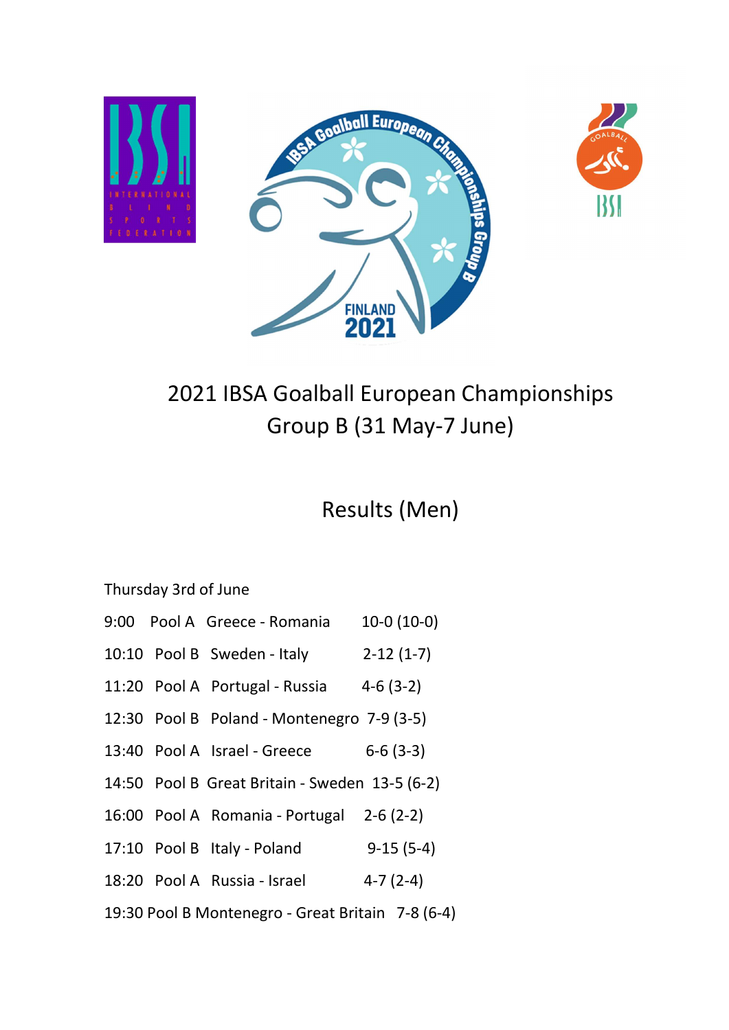# 2021 IBSA Goalball European Championships Group B (31 May-7 June)

## Results (Men)

Thursday 3rd of June

| | | | |
|---|---|---|---|
| 9:00 | Pool A | Greece - Romania | 10-0 (10-0) |
| 10:10 | Pool B | Sweden - Italy | 2-12 (1-7) |
| 11:20 | Pool A | Portugal - Russia | 4-6 (3-2) |
| 12:30 | Pool B | Poland - Montenegro | 7-9 (3-5) |
| 13:40 | Pool A | Israel - Greece | 6-6 (3-3) |
| 14:50 | Pool B | Great Britain - Sweden | 13-5 (6-2) |
| 16:00 | Pool A | Romania - Portugal | 2-6 (2-2) |
| 17:10 | Pool B | Italy - Poland | 9-15 (5-4) |
| 18:20 | Pool A | Russia - Israel | 4-7 (2-4) |
| 19:30 | Pool B | Montenegro - Great Britain | 7-8 (6-4) |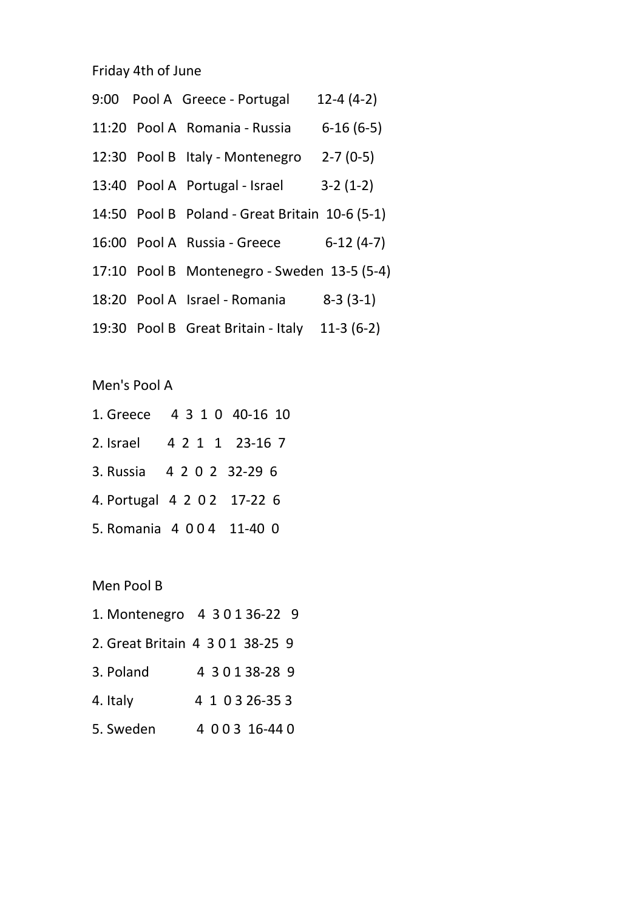Friday 4th of June

9:00 Pool A Greece - Portugal 12-4 (4-2)

11:20 Pool A Romania - Russia 6-16 (6-5)

12:30 Pool B Italy - Montenegro 2-7 (0-5)

13:40 Pool A Portugal - Israel 3-2 (1-2)

14:50 Pool B Poland - Great Britain 10-6 (5-1)

16:00 Pool A Russia - Greece 6-12 (4-7)

17:10 Pool B Montenegro - Sweden 13-5 (5-4)

18:20 Pool A Israel - Romania 8-3 (3-1)

19:30 Pool B Great Britain - Italy 11-3 (6-2)

Men's Pool A

1. Greece 4 3 1 0 40-16 10
2. Israel 4 2 1 1 23-16 7
3. Russia 4 2 0 2 32-29 6
4. Portugal 4 2 0 2 17-22 6
5. Romania 4 0 0 4 11-40 0

Men Pool B

1. Montenegro 4 3 0 1 36-22 9
2. Great Britain 4 3 0 1 38-25 9
3. Poland 4 3 0 1 38-28 9
4. Italy 4 1 0 3 26-35 3
5. Sweden 4 0 0 3 16-44 0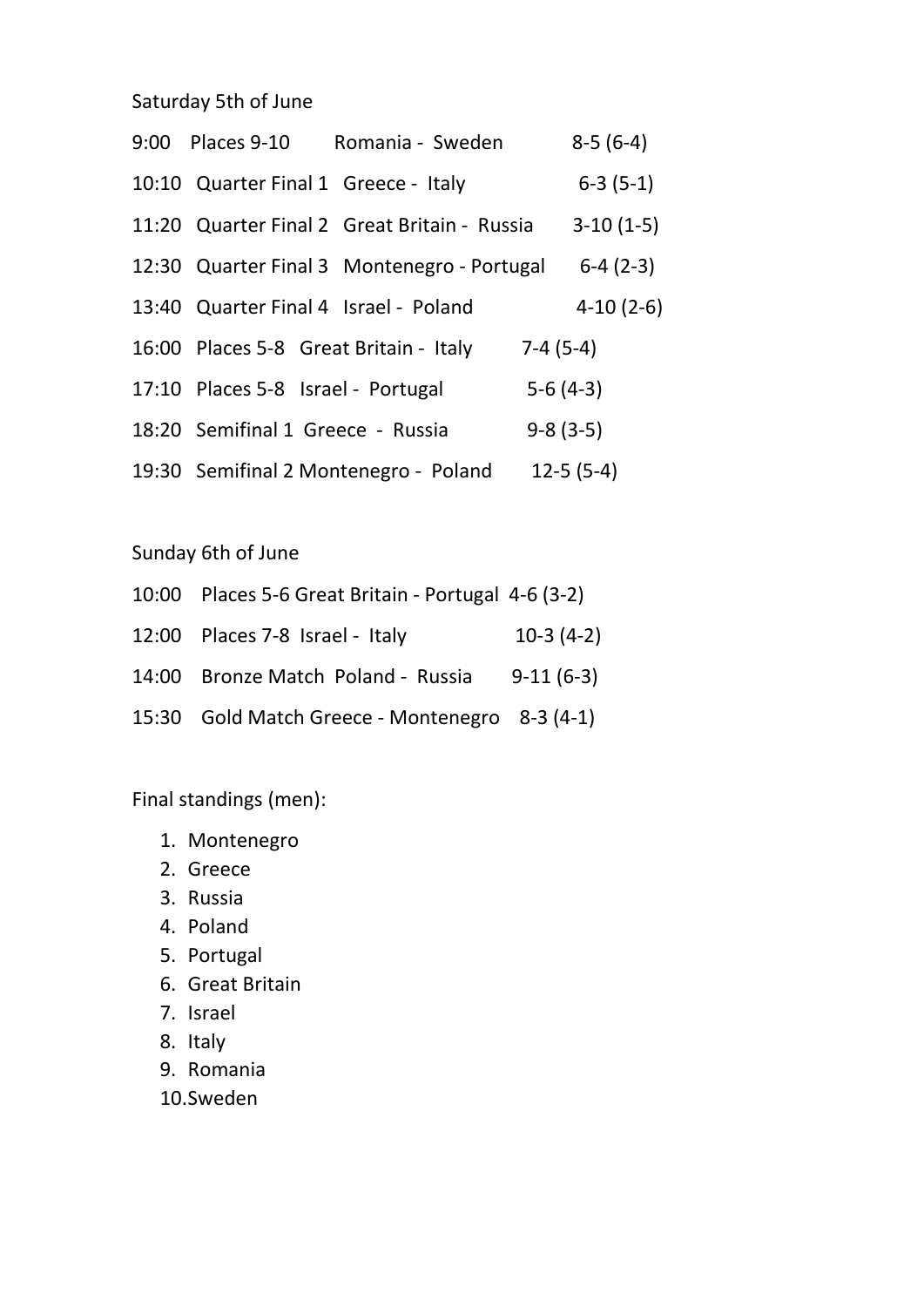Saturday 5th of June

9:00 Places 9-10 Romania - Sweden 8-5 (6-4)

10:10 Quarter Final 1 Greece - Italy 6-3 (5-1)

11:20 Quarter Final 2 Great Britain - Russia 3-10 (1-5)

12:30 Quarter Final 3 Montenegro - Portugal 6-4 (2-3)

13:40 Quarter Final 4 Israel - Poland 4-10 (2-6)

16:00 Places 5-8 Great Britain - Italy 7-4 (5-4)

17:10 Places 5-8 Israel - Portugal 5-6 (4-3)

18:20 Semifinal 1 Greece - Russia 9-8 (3-5)

19:30 Semifinal 2 Montenegro - Poland 12-5 (5-4)

Sunday 6th of June

10:00 Places 5-6 Great Britain - Portugal 4-6 (3-2)

12:00 Places 7-8 Israel - Italy 10-3 (4-2)

14:00 Bronze Match Poland - Russia 9-11 (6-3)

15:30 Gold Match Greece - Montenegro 8-3 (4-1)

Final standings (men):

1. Montenegro
2. Greece
3. Russia
4. Poland
5. Portugal
6. Great Britain
7. Israel
8. Italy
9. Romania
10. Sweden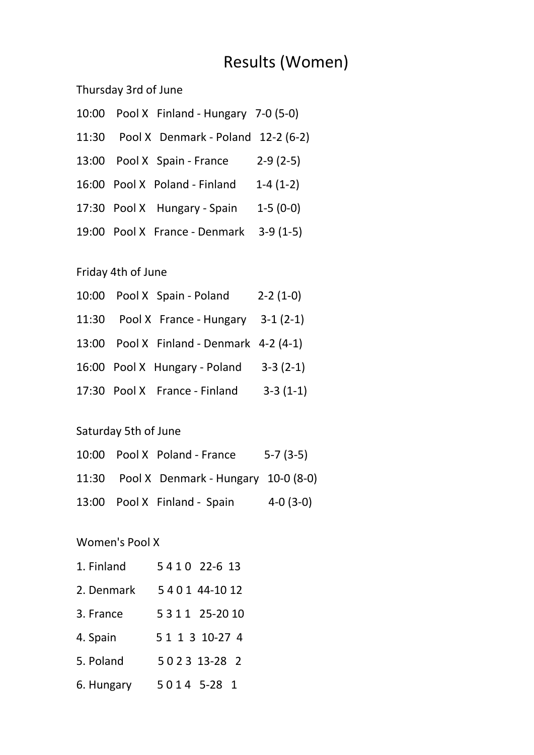# Results (Women)

Thursday 3rd of June

10:00 Pool X Finland - Hungary 7-0 (5-0)

11:30 Pool X Denmark - Poland 12-2 (6-2)

13:00 Pool X Spain - France 2-9 (2-5)

16:00 Pool X Poland - Finland 1-4 (1-2)

17:30 Pool X Hungary - Spain 1-5 (0-0)

19:00 Pool X France - Denmark 3-9 (1-5)

Friday 4th of June

10:00 Pool X Spain - Poland 2-2 (1-0)

11:30 Pool X France - Hungary 3-1 (2-1)

13:00 Pool X Finland - Denmark 4-2 (4-1)

16:00 Pool X Hungary - Poland 3-3 (2-1)

17:30 Pool X France - Finland 3-3 (1-1)

Saturday 5th of June

10:00 Pool X Poland - France 5-7 (3-5)

11:30 Pool X Denmark - Hungary 10-0 (8-0)

13:00 Pool X Finland - Spain 4-0 (3-0)

Women's Pool X

1. Finland 5 4 1 0 22-6 13
2. Denmark 5 4 0 1 44-10 12
3. France 5 3 1 1 25-20 10
4. Spain 5 1 1 3 10-27 4
5. Poland 5 0 2 3 13-28 2
6. Hungary 5 0 1 4 5-28 1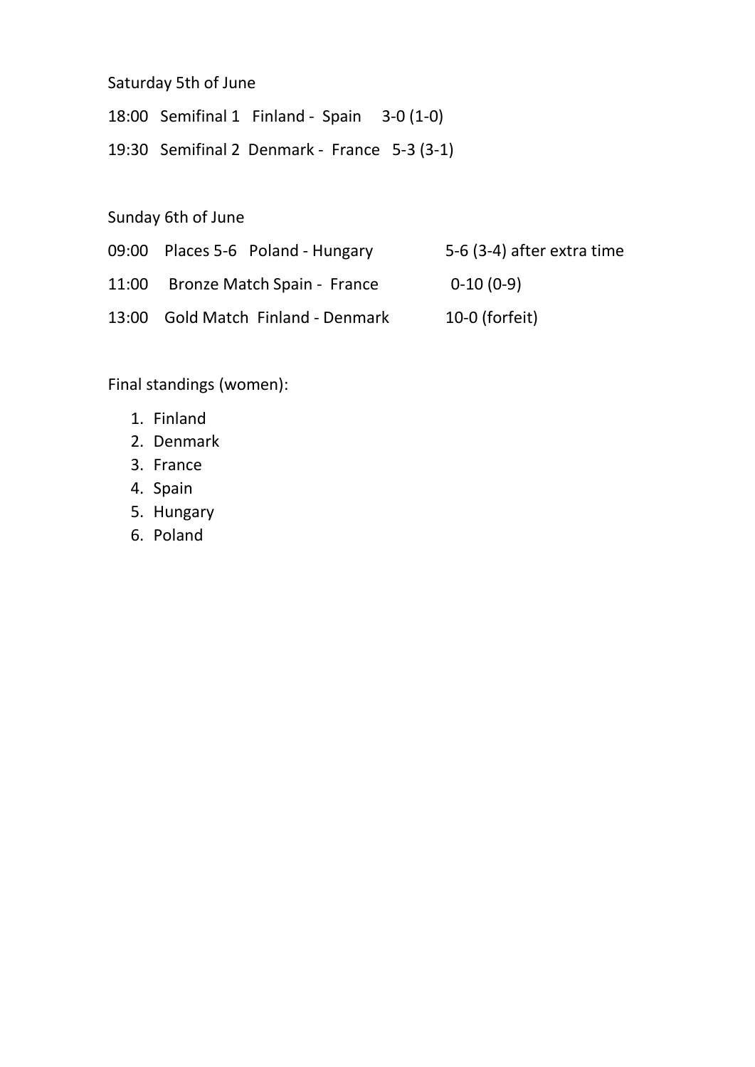Saturday 5th of June

18:00 Semifinal 1 Finland - Spain 3-0 (1-0)

19:30 Semifinal 2 Denmark - France 5-3 (3-1)

Sunday 6th of June

| | | |
|---|---|---|
| 09:00 | Places 5-6 Poland - Hungary | 5-6 (3-4) after extra time |
| 11:00 | Bronze Match Spain - France | 0-10 (0-9) |
| 13:00 | Gold Match Finland - Denmark | 10-0 (forfeit) |

Final standings (women):

1. Finland
2. Denmark
3. France
4. Spain
5. Hungary
6. Poland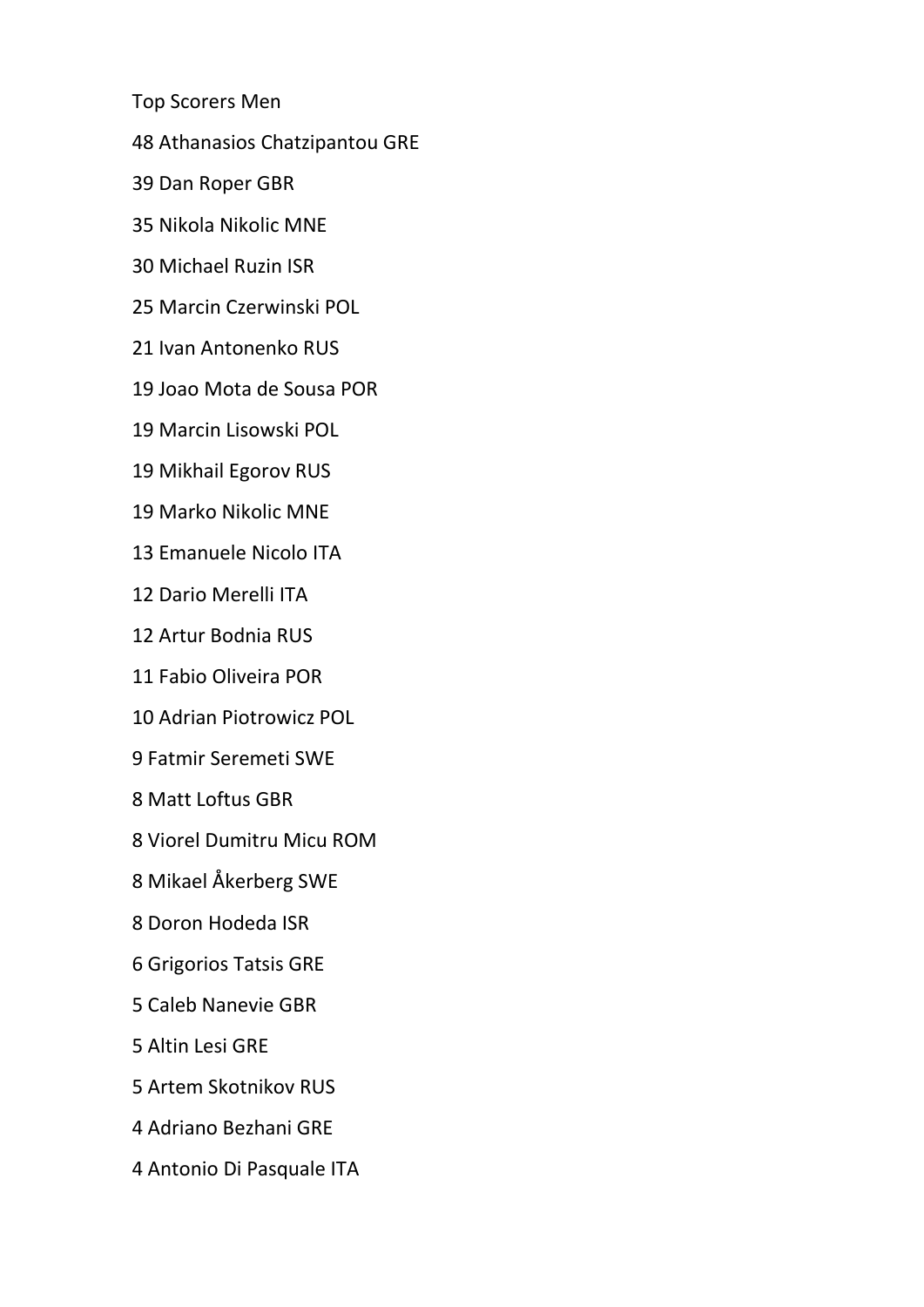Top Scorers Men

48 Athanasios Chatzipantou GRE

39 Dan Roper GBR

35 Nikola Nikolic MNE

30 Michael Ruzin ISR

25 Marcin Czerwinski POL

21 Ivan Antonenko RUS

19 Joao Mota de Sousa POR

19 Marcin Lisowski POL

19 Mikhail Egorov RUS

19 Marko Nikolic MNE

13 Emanuele Nicolo ITA

12 Dario Merelli ITA

12 Artur Bodnia RUS

11 Fabio Oliveira POR

10 Adrian Piotrowicz POL

9 Fatmir Seremeti SWE

8 Matt Loftus GBR

8 Viorel Dumitru Micu ROM

8 Mikael Åkerberg SWE

8 Doron Hodeda ISR

6 Grigorios Tatsis GRE

5 Caleb Nanevie GBR

5 Altin Lesi GRE

5 Artem Skotnikov RUS

4 Adriano Bezhani GRE

4 Antonio Di Pasquale ITA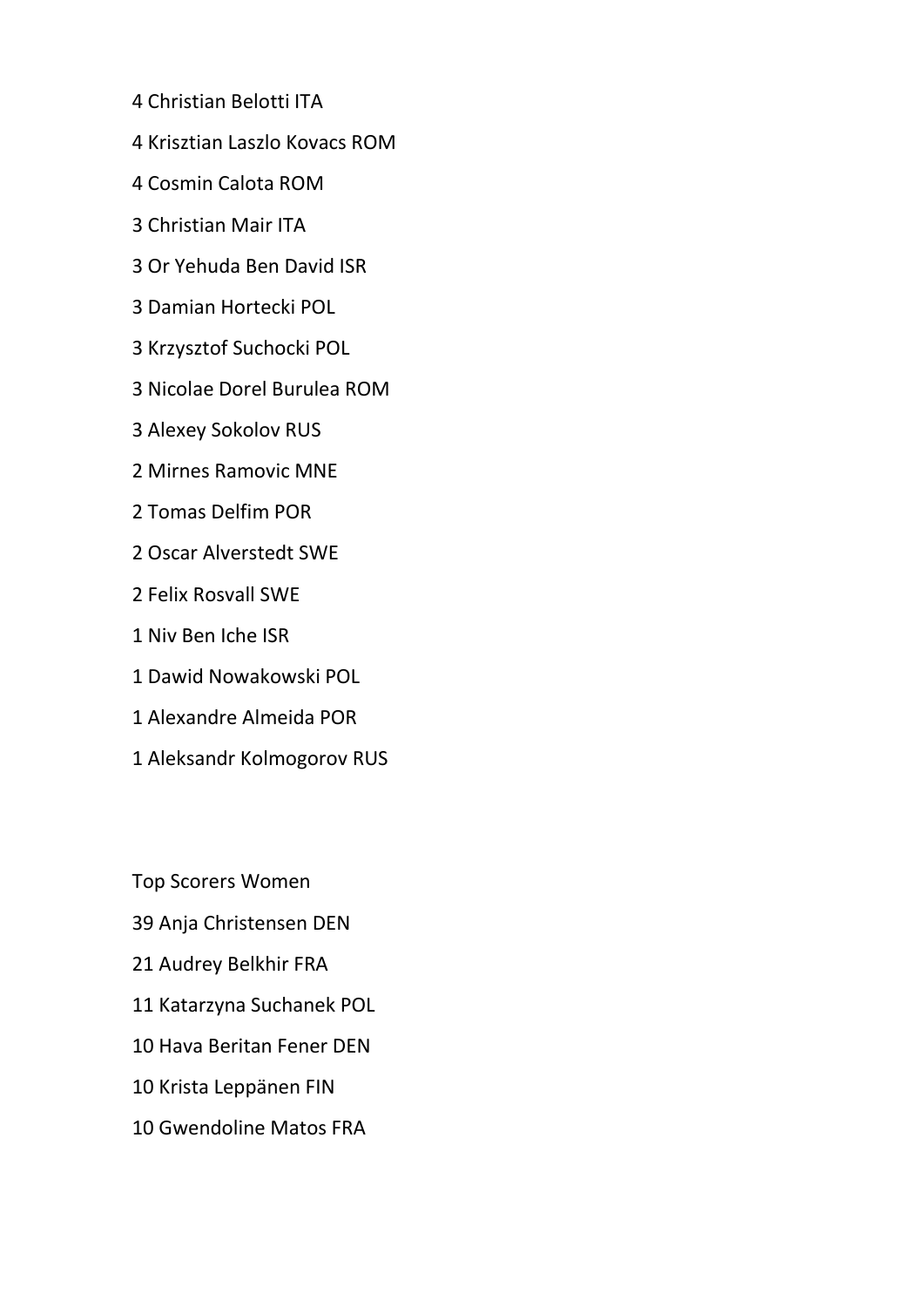4 Christian Belotti ITA

4 Krisztian Laszlo Kovacs ROM

4 Cosmin Calota ROM

3 Christian Mair ITA

3 Or Yehuda Ben David ISR

3 Damian Hortecki POL

3 Krzysztof Suchocki POL

3 Nicolae Dorel Burulea ROM

3 Alexey Sokolov RUS

2 Mirnes Ramovic MNE

2 Tomas Delfim POR

2 Oscar Alverstedt SWE

2 Felix Rosvall SWE

1 Niv Ben Iche ISR

1 Dawid Nowakowski POL

1 Alexandre Almeida POR

1 Aleksandr Kolmogorov RUS

Top Scorers Women

39 Anja Christensen DEN

21 Audrey Belkhir FRA

11 Katarzyna Suchanek POL

10 Hava Beritan Fener DEN

10 Krista Leppänen FIN

10 Gwendoline Matos FRA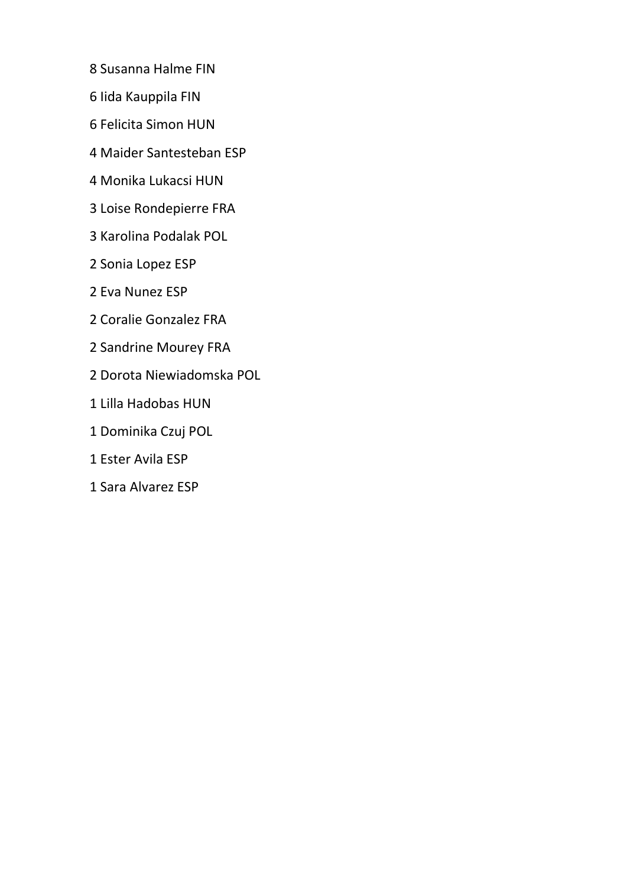8 Susanna Halme FIN

6 Iida Kauppila FIN

6 Felicita Simon HUN

4 Maider Santesteban ESP

4 Monika Lukacsi HUN

3 Loise Rondepierre FRA

3 Karolina Podalak POL

2 Sonia Lopez ESP

2 Eva Nunez ESP

2 Coralie Gonzalez FRA

2 Sandrine Mourey FRA

2 Dorota Niewiadomska POL

1 Lilla Hadobas HUN

1 Dominika Czuj POL

1 Ester Avila ESP

1 Sara Alvarez ESP